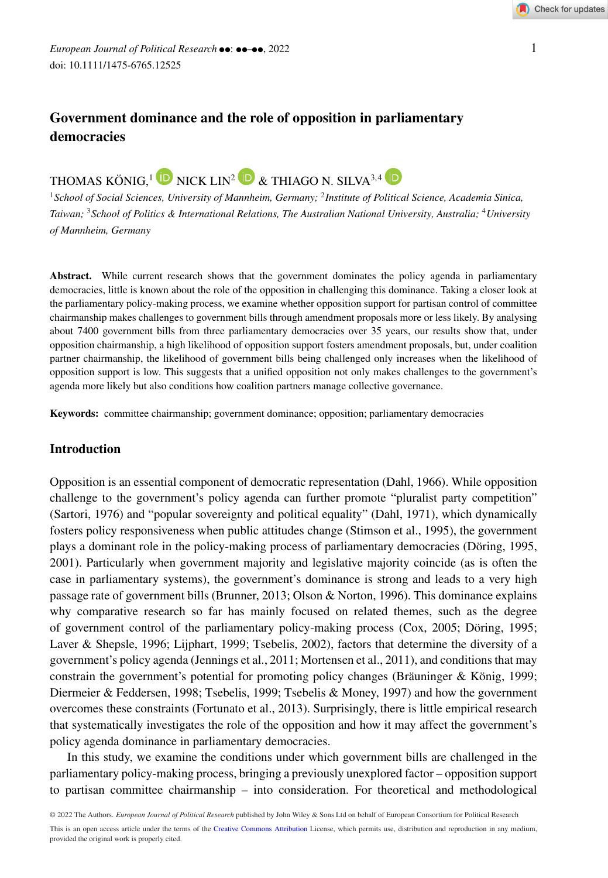# Government dominance and the role of opposition in parliamentary democracies

THOMAS KÖNIG,[1] NICK LIN[2] & THIAGO N. SILVA[3,4]

[1] *School of Social Sciences, University of Mannheim, Germany;* [2] *Institute of Political Science, Academia Sinica, Taiwan;* [3] *School of Politics & International Relations, The Australian National University, Australia;* [4] *University of Mannheim, Germany*

**Abstract.** While current research shows that the government dominates the policy agenda in parliamentary democracies, little is known about the role of the opposition in challenging this dominance. Taking a closer look at the parliamentary policy-making process, we examine whether opposition support for partisan control of committee chairmanship makes challenges to government bills through amendment proposals more or less likely. By analysing about 7400 government bills from three parliamentary democracies over 35 years, our results show that, under opposition chairmanship, a high likelihood of opposition support fosters amendment proposals, but, under coalition partner chairmanship, the likelihood of government bills being challenged only increases when the likelihood of opposition support is low. This suggests that a unified opposition not only makes challenges to the government's agenda more likely but also conditions how coalition partners manage collective governance.

**Keywords:** committee chairmanship; government dominance; opposition; parliamentary democracies

## Introduction

Opposition is an essential component of democratic representation (Dahl, 1966). While opposition challenge to the government's policy agenda can further promote "pluralist party competition" (Sartori, 1976) and "popular sovereignty and political equality" (Dahl, 1971), which dynamically fosters policy responsiveness when public attitudes change (Stimson et al., 1995), the government plays a dominant role in the policy-making process of parliamentary democracies (Döring, 1995, 2001). Particularly when government majority and legislative majority coincide (as is often the case in parliamentary systems), the government's dominance is strong and leads to a very high passage rate of government bills (Brunner, 2013; Olson & Norton, 1996). This dominance explains why comparative research so far has mainly focused on related themes, such as the degree of government control of the parliamentary policy-making process (Cox, 2005; Döring, 1995; Laver & Shepsle, 1996; Lijphart, 1999; Tsebelis, 2002), factors that determine the diversity of a government's policy agenda (Jennings et al., 2011; Mortensen et al., 2011), and conditions that may constrain the government's potential for promoting policy changes (Bräuninger & König, 1999; Diermeier & Feddersen, 1998; Tsebelis, 1999; Tsebelis & Money, 1997) and how the government overcomes these constraints (Fortunato et al., 2013). Surprisingly, there is little empirical research that systematically investigates the role of the opposition and how it may affect the government's policy agenda dominance in parliamentary democracies.

In this study, we examine the conditions under which government bills are challenged in the parliamentary policy-making process, bringing a previously unexplored factor – opposition support to partisan committee chairmanship – into consideration. For theoretical and methodological

© 2022 The Authors. *European Journal of Political Research* published by John Wiley & Sons Ltd on behalf of European Consortium for Political Research

This is an open access article under the terms of the Creative Commons Attribution License, which permits use, distribution and reproduction in any medium, provided the original work is properly cited.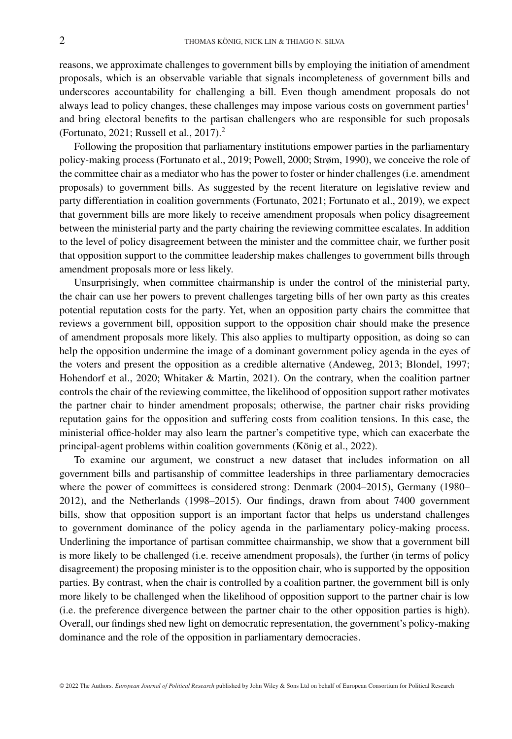reasons, we approximate challenges to government bills by employing the initiation of amendment proposals, which is an observable variable that signals incompleteness of government bills and underscores accountability for challenging a bill. Even though amendment proposals do not always lead to policy changes, these challenges may impose various costs on government parties[1] and bring electoral benefits to the partisan challengers who are responsible for such proposals (Fortunato, 2021; Russell et al., 2017).[2]

Following the proposition that parliamentary institutions empower parties in the parliamentary policy-making process (Fortunato et al., 2019; Powell, 2000; Strøm, 1990), we conceive the role of the committee chair as a mediator who has the power to foster or hinder challenges (i.e. amendment proposals) to government bills. As suggested by the recent literature on legislative review and party differentiation in coalition governments (Fortunato, 2021; Fortunato et al., 2019), we expect that government bills are more likely to receive amendment proposals when policy disagreement between the ministerial party and the party chairing the reviewing committee escalates. In addition to the level of policy disagreement between the minister and the committee chair, we further posit that opposition support to the committee leadership makes challenges to government bills through amendment proposals more or less likely.

Unsurprisingly, when committee chairmanship is under the control of the ministerial party, the chair can use her powers to prevent challenges targeting bills of her own party as this creates potential reputation costs for the party. Yet, when an opposition party chairs the committee that reviews a government bill, opposition support to the opposition chair should make the presence of amendment proposals more likely. This also applies to multiparty opposition, as doing so can help the opposition undermine the image of a dominant government policy agenda in the eyes of the voters and present the opposition as a credible alternative (Andeweg, 2013; Blondel, 1997; Hohendorf et al., 2020; Whitaker & Martin, 2021). On the contrary, when the coalition partner controls the chair of the reviewing committee, the likelihood of opposition support rather motivates the partner chair to hinder amendment proposals; otherwise, the partner chair risks providing reputation gains for the opposition and suffering costs from coalition tensions. In this case, the ministerial office-holder may also learn the partner's competitive type, which can exacerbate the principal-agent problems within coalition governments (König et al., 2022).

To examine our argument, we construct a new dataset that includes information on all government bills and partisanship of committee leaderships in three parliamentary democracies where the power of committees is considered strong: Denmark (2004–2015), Germany (1980–2012), and the Netherlands (1998–2015). Our findings, drawn from about 7400 government bills, show that opposition support is an important factor that helps us understand challenges to government dominance of the policy agenda in the parliamentary policy-making process. Underlining the importance of partisan committee chairmanship, we show that a government bill is more likely to be challenged (i.e. receive amendment proposals), the further (in terms of policy disagreement) the proposing minister is to the opposition chair, who is supported by the opposition parties. By contrast, when the chair is controlled by a coalition partner, the government bill is only more likely to be challenged when the likelihood of opposition support to the partner chair is low (i.e. the preference divergence between the partner chair to the other opposition parties is high). Overall, our findings shed new light on democratic representation, the government's policy-making dominance and the role of the opposition in parliamentary democracies.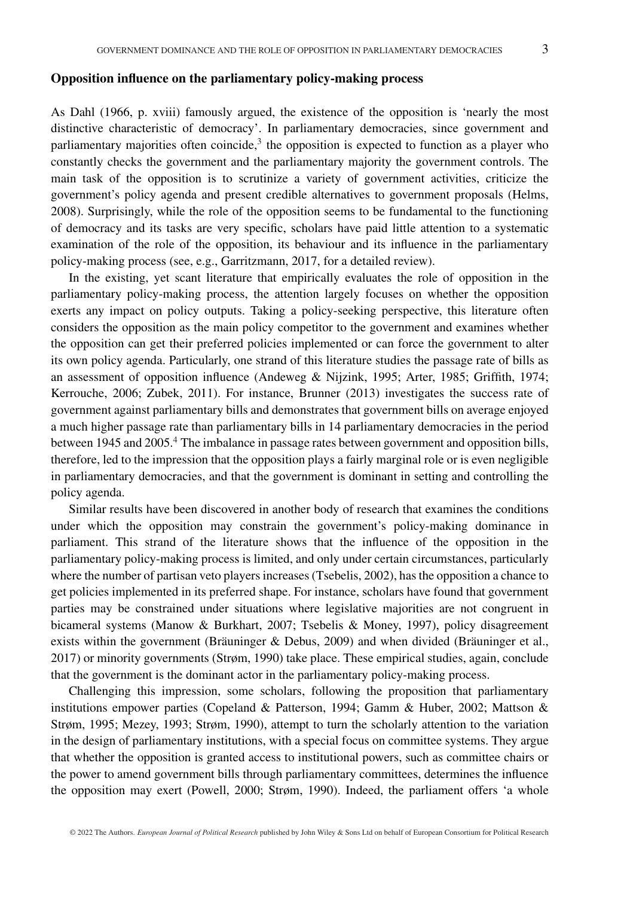## Opposition influence on the parliamentary policy-making process

As Dahl (1966, p. xviii) famously argued, the existence of the opposition is 'nearly the most distinctive characteristic of democracy'. In parliamentary democracies, since government and parliamentary majorities often coincide,[3] the opposition is expected to function as a player who constantly checks the government and the parliamentary majority the government controls. The main task of the opposition is to scrutinize a variety of government activities, criticize the government's policy agenda and present credible alternatives to government proposals (Helms, 2008). Surprisingly, while the role of the opposition seems to be fundamental to the functioning of democracy and its tasks are very specific, scholars have paid little attention to a systematic examination of the role of the opposition, its behaviour and its influence in the parliamentary policy-making process (see, e.g., Garritzmann, 2017, for a detailed review).

In the existing, yet scant literature that empirically evaluates the role of opposition in the parliamentary policy-making process, the attention largely focuses on whether the opposition exerts any impact on policy outputs. Taking a policy-seeking perspective, this literature often considers the opposition as the main policy competitor to the government and examines whether the opposition can get their preferred policies implemented or can force the government to alter its own policy agenda. Particularly, one strand of this literature studies the passage rate of bills as an assessment of opposition influence (Andeweg & Nijzink, 1995; Arter, 1985; Griffith, 1974; Kerrouche, 2006; Zubek, 2011). For instance, Brunner (2013) investigates the success rate of government against parliamentary bills and demonstrates that government bills on average enjoyed a much higher passage rate than parliamentary bills in 14 parliamentary democracies in the period between 1945 and 2005.[4] The imbalance in passage rates between government and opposition bills, therefore, led to the impression that the opposition plays a fairly marginal role or is even negligible in parliamentary democracies, and that the government is dominant in setting and controlling the policy agenda.

Similar results have been discovered in another body of research that examines the conditions under which the opposition may constrain the government's policy-making dominance in parliament. This strand of the literature shows that the influence of the opposition in the parliamentary policy-making process is limited, and only under certain circumstances, particularly where the number of partisan veto players increases (Tsebelis, 2002), has the opposition a chance to get policies implemented in its preferred shape. For instance, scholars have found that government parties may be constrained under situations where legislative majorities are not congruent in bicameral systems (Manow & Burkhart, 2007; Tsebelis & Money, 1997), policy disagreement exists within the government (Bräuninger & Debus, 2009) and when divided (Bräuninger et al., 2017) or minority governments (Strøm, 1990) take place. These empirical studies, again, conclude that the government is the dominant actor in the parliamentary policy-making process.

Challenging this impression, some scholars, following the proposition that parliamentary institutions empower parties (Copeland & Patterson, 1994; Gamm & Huber, 2002; Mattson & Strøm, 1995; Mezey, 1993; Strøm, 1990), attempt to turn the scholarly attention to the variation in the design of parliamentary institutions, with a special focus on committee systems. They argue that whether the opposition is granted access to institutional powers, such as committee chairs or the power to amend government bills through parliamentary committees, determines the influence the opposition may exert (Powell, 2000; Strøm, 1990). Indeed, the parliament offers 'a whole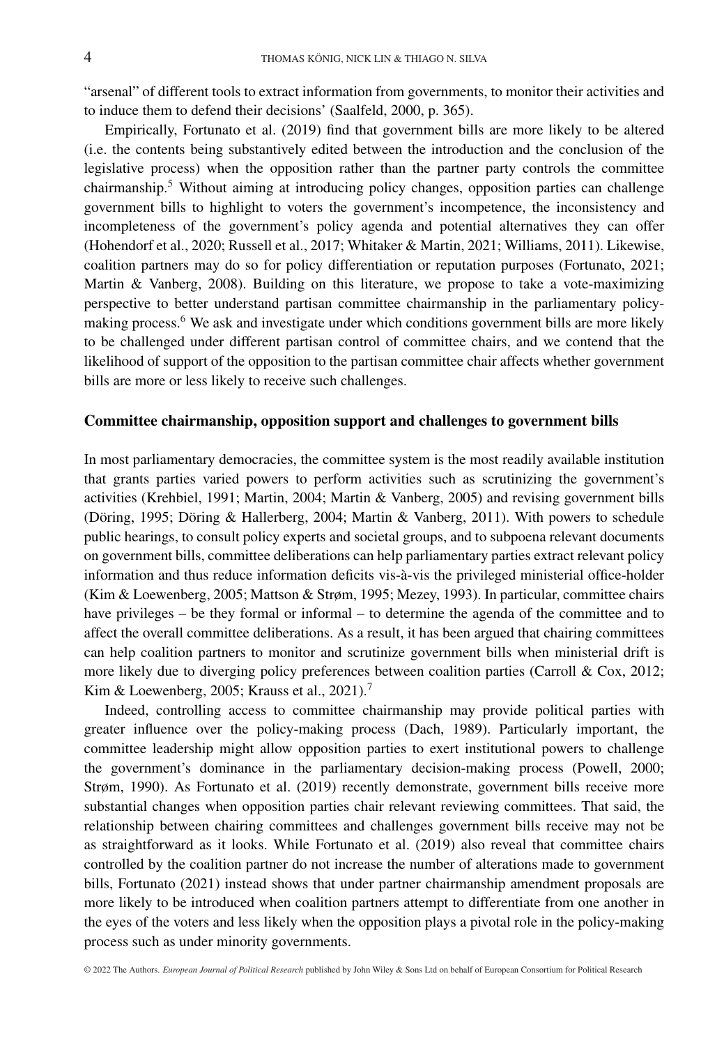"arsenal" of different tools to extract information from governments, to monitor their activities and to induce them to defend their decisions' (Saalfeld, 2000, p. 365).

Empirically, Fortunato et al. (2019) find that government bills are more likely to be altered (i.e. the contents being substantively edited between the introduction and the conclusion of the legislative process) when the opposition rather than the partner party controls the committee chairmanship.[5] Without aiming at introducing policy changes, opposition parties can challenge government bills to highlight to voters the government's incompetence, the inconsistency and incompleteness of the government's policy agenda and potential alternatives they can offer (Hohendorf et al., 2020; Russell et al., 2017; Whitaker & Martin, 2021; Williams, 2011). Likewise, coalition partners may do so for policy differentiation or reputation purposes (Fortunato, 2021; Martin & Vanberg, 2008). Building on this literature, we propose to take a vote-maximizing perspective to better understand partisan committee chairmanship in the parliamentary policy-making process.[6] We ask and investigate under which conditions government bills are more likely to be challenged under different partisan control of committee chairs, and we contend that the likelihood of support of the opposition to the partisan committee chair affects whether government bills are more or less likely to receive such challenges.

## Committee chairmanship, opposition support and challenges to government bills

In most parliamentary democracies, the committee system is the most readily available institution that grants parties varied powers to perform activities such as scrutinizing the government's activities (Krehbiel, 1991; Martin, 2004; Martin & Vanberg, 2005) and revising government bills (Döring, 1995; Döring & Hallerberg, 2004; Martin & Vanberg, 2011). With powers to schedule public hearings, to consult policy experts and societal groups, and to subpoena relevant documents on government bills, committee deliberations can help parliamentary parties extract relevant policy information and thus reduce information deficits vis-à-vis the privileged ministerial office-holder (Kim & Loewenberg, 2005; Mattson & Strøm, 1995; Mezey, 1993). In particular, committee chairs have privileges – be they formal or informal – to determine the agenda of the committee and to affect the overall committee deliberations. As a result, it has been argued that chairing committees can help coalition partners to monitor and scrutinize government bills when ministerial drift is more likely due to diverging policy preferences between coalition parties (Carroll & Cox, 2012; Kim & Loewenberg, 2005; Krauss et al., 2021).[7]

Indeed, controlling access to committee chairmanship may provide political parties with greater influence over the policy-making process (Dach, 1989). Particularly important, the committee leadership might allow opposition parties to exert institutional powers to challenge the government's dominance in the parliamentary decision-making process (Powell, 2000; Strøm, 1990). As Fortunato et al. (2019) recently demonstrate, government bills receive more substantial changes when opposition parties chair relevant reviewing committees. That said, the relationship between chairing committees and challenges government bills receive may not be as straightforward as it looks. While Fortunato et al. (2019) also reveal that committee chairs controlled by the coalition partner do not increase the number of alterations made to government bills, Fortunato (2021) instead shows that under partner chairmanship amendment proposals are more likely to be introduced when coalition partners attempt to differentiate from one another in the eyes of the voters and less likely when the opposition plays a pivotal role in the policy-making process such as under minority governments.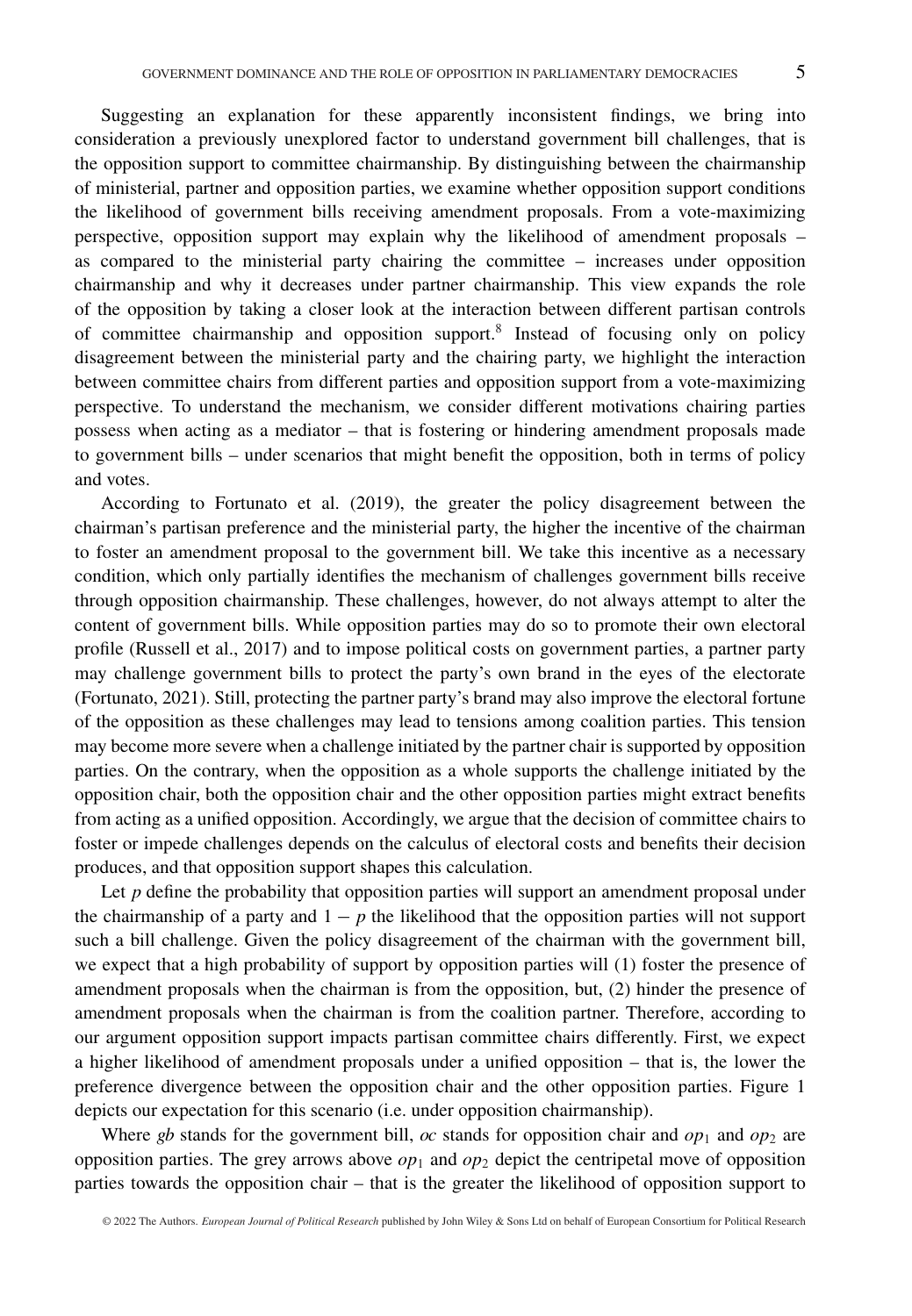Suggesting an explanation for these apparently inconsistent findings, we bring into consideration a previously unexplored factor to understand government bill challenges, that is the opposition support to committee chairmanship. By distinguishing between the chairmanship of ministerial, partner and opposition parties, we examine whether opposition support conditions the likelihood of government bills receiving amendment proposals. From a vote-maximizing perspective, opposition support may explain why the likelihood of amendment proposals – as compared to the ministerial party chairing the committee – increases under opposition chairmanship and why it decreases under partner chairmanship. This view expands the role of the opposition by taking a closer look at the interaction between different partisan controls of committee chairmanship and opposition support.[8] Instead of focusing only on policy disagreement between the ministerial party and the chairing party, we highlight the interaction between committee chairs from different parties and opposition support from a vote-maximizing perspective. To understand the mechanism, we consider different motivations chairing parties possess when acting as a mediator – that is fostering or hindering amendment proposals made to government bills – under scenarios that might benefit the opposition, both in terms of policy and votes.

According to Fortunato et al. (2019), the greater the policy disagreement between the chairman's partisan preference and the ministerial party, the higher the incentive of the chairman to foster an amendment proposal to the government bill. We take this incentive as a necessary condition, which only partially identifies the mechanism of challenges government bills receive through opposition chairmanship. These challenges, however, do not always attempt to alter the content of government bills. While opposition parties may do so to promote their own electoral profile (Russell et al., 2017) and to impose political costs on government parties, a partner party may challenge government bills to protect the party's own brand in the eyes of the electorate (Fortunato, 2021). Still, protecting the partner party's brand may also improve the electoral fortune of the opposition as these challenges may lead to tensions among coalition parties. This tension may become more severe when a challenge initiated by the partner chair is supported by opposition parties. On the contrary, when the opposition as a whole supports the challenge initiated by the opposition chair, both the opposition chair and the other opposition parties might extract benefits from acting as a unified opposition. Accordingly, we argue that the decision of committee chairs to foster or impede challenges depends on the calculus of electoral costs and benefits their decision produces, and that opposition support shapes this calculation.

Let $p$ define the probability that opposition parties will support an amendment proposal under the chairmanship of a party and $1 - p$ the likelihood that the opposition parties will not support such a bill challenge. Given the policy disagreement of the chairman with the government bill, we expect that a high probability of support by opposition parties will (1) foster the presence of amendment proposals when the chairman is from the opposition, but, (2) hinder the presence of amendment proposals when the chairman is from the coalition partner. Therefore, according to our argument opposition support impacts partisan committee chairs differently. First, we expect a higher likelihood of amendment proposals under a unified opposition – that is, the lower the preference divergence between the opposition chair and the other opposition parties. Figure 1 depicts our expectation for this scenario (i.e. under opposition chairmanship).

Where *gb* stands for the government bill, *oc* stands for opposition chair and $op_1$ and $op_2$ are opposition parties. The grey arrows above $op_1$ and $op_2$ depict the centripetal move of opposition parties towards the opposition chair – that is the greater the likelihood of opposition support to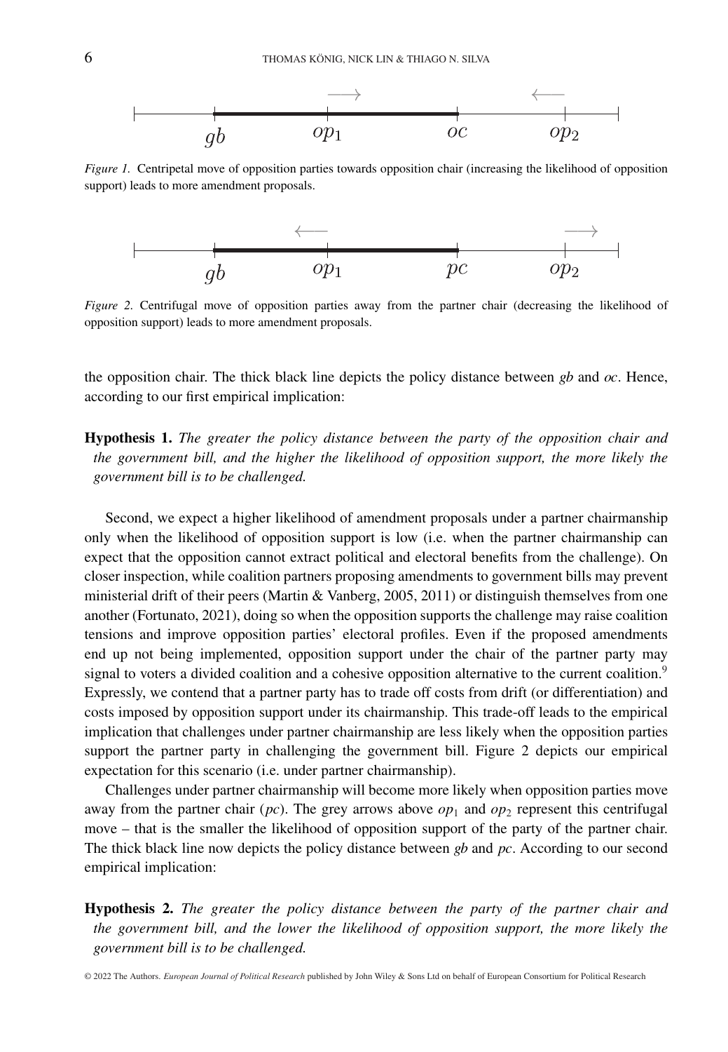*Figure 1.* Centripetal move of opposition parties towards opposition chair (increasing the likelihood of opposition support) leads to more amendment proposals.

*Figure 2.* Centrifugal move of opposition parties away from the partner chair (decreasing the likelihood of opposition support) leads to more amendment proposals.

the opposition chair. The thick black line depicts the policy distance between *gb* and *oc*. Hence, according to our first empirical implication:

**Hypothesis 1.** *The greater the policy distance between the party of the opposition chair and the government bill, and the higher the likelihood of opposition support, the more likely the government bill is to be challenged.*

Second, we expect a higher likelihood of amendment proposals under a partner chairmanship only when the likelihood of opposition support is low (i.e. when the partner chairmanship can expect that the opposition cannot extract political and electoral benefits from the challenge). On closer inspection, while coalition partners proposing amendments to government bills may prevent ministerial drift of their peers (Martin & Vanberg, 2005, 2011) or distinguish themselves from one another (Fortunato, 2021), doing so when the opposition supports the challenge may raise coalition tensions and improve opposition parties' electoral profiles. Even if the proposed amendments end up not being implemented, opposition support under the chair of the partner party may signal to voters a divided coalition and a cohesive opposition alternative to the current coalition.[9] Expressly, we contend that a partner party has to trade off costs from drift (or differentiation) and costs imposed by opposition support under its chairmanship. This trade-off leads to the empirical implication that challenges under partner chairmanship are less likely when the opposition parties support the partner party in challenging the government bill. Figure 2 depicts our empirical expectation for this scenario (i.e. under partner chairmanship).

Challenges under partner chairmanship will become more likely when opposition parties move away from the partner chair (*pc*). The grey arrows above $op_1$ and $op_2$ represent this centrifugal move – that is the smaller the likelihood of opposition support of the party of the partner chair. The thick black line now depicts the policy distance between *gb* and *pc*. According to our second empirical implication:

**Hypothesis 2.** *The greater the policy distance between the party of the partner chair and the government bill, and the lower the likelihood of opposition support, the more likely the government bill is to be challenged.*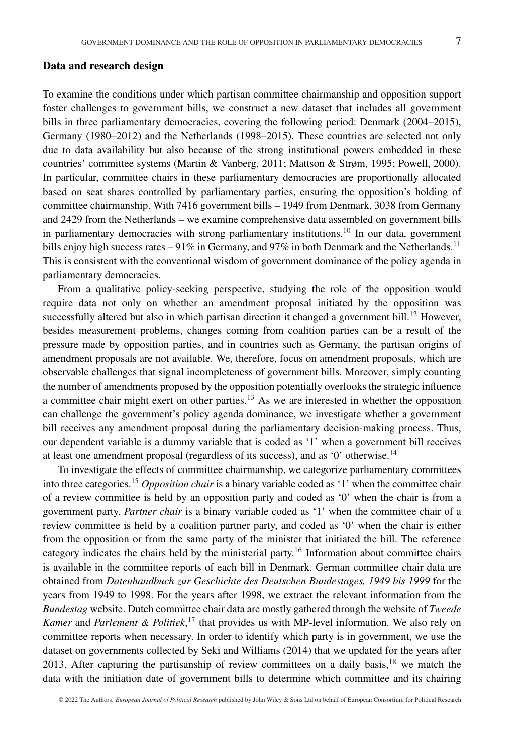## Data and research design

To examine the conditions under which partisan committee chairmanship and opposition support foster challenges to government bills, we construct a new dataset that includes all government bills in three parliamentary democracies, covering the following period: Denmark (2004–2015), Germany (1980–2012) and the Netherlands (1998–2015). These countries are selected not only due to data availability but also because of the strong institutional powers embedded in these countries' committee systems (Martin & Vanberg, 2011; Mattson & Strøm, 1995; Powell, 2000). In particular, committee chairs in these parliamentary democracies are proportionally allocated based on seat shares controlled by parliamentary parties, ensuring the opposition's holding of committee chairmanship. With 7416 government bills – 1949 from Denmark, 3038 from Germany and 2429 from the Netherlands – we examine comprehensive data assembled on government bills in parliamentary democracies with strong parliamentary institutions.[10] In our data, government bills enjoy high success rates – 91% in Germany, and 97% in both Denmark and the Netherlands.[11] This is consistent with the conventional wisdom of government dominance of the policy agenda in parliamentary democracies.

From a qualitative policy-seeking perspective, studying the role of the opposition would require data not only on whether an amendment proposal initiated by the opposition was successfully altered but also in which partisan direction it changed a government bill.[12] However, besides measurement problems, changes coming from coalition parties can be a result of the pressure made by opposition parties, and in countries such as Germany, the partisan origins of amendment proposals are not available. We, therefore, focus on amendment proposals, which are observable challenges that signal incompleteness of government bills. Moreover, simply counting the number of amendments proposed by the opposition potentially overlooks the strategic influence a committee chair might exert on other parties.[13] As we are interested in whether the opposition can challenge the government's policy agenda dominance, we investigate whether a government bill receives any amendment proposal during the parliamentary decision-making process. Thus, our dependent variable is a dummy variable that is coded as '1' when a government bill receives at least one amendment proposal (regardless of its success), and as '0' otherwise.[14]

To investigate the effects of committee chairmanship, we categorize parliamentary committees into three categories.[15] *Opposition chair* is a binary variable coded as '1' when the committee chair of a review committee is held by an opposition party and coded as '0' when the chair is from a government party. *Partner chair* is a binary variable coded as '1' when the committee chair of a review committee is held by a coalition partner party, and coded as '0' when the chair is either from the opposition or from the same party of the minister that initiated the bill. The reference category indicates the chairs held by the ministerial party.[16] Information about committee chairs is available in the committee reports of each bill in Denmark. German committee chair data are obtained from *Datenhandbuch zur Geschichte des Deutschen Bundestages, 1949 bis 1999* for the years from 1949 to 1998. For the years after 1998, we extract the relevant information from the *Bundestag* website. Dutch committee chair data are mostly gathered through the website of *Tweede Kamer* and *Parlement & Politiek*,[17] that provides us with MP-level information. We also rely on committee reports when necessary. In order to identify which party is in government, we use the dataset on governments collected by Seki and Williams (2014) that we updated for the years after 2013. After capturing the partisanship of review committees on a daily basis,[18] we match the data with the initiation date of government bills to determine which committee and its chairing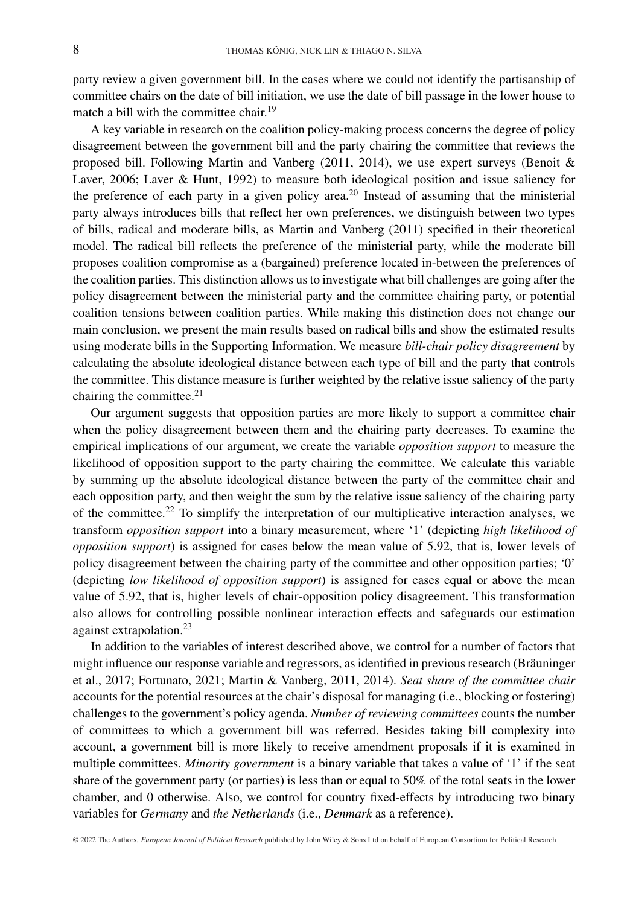party review a given government bill. In the cases where we could not identify the partisanship of committee chairs on the date of bill initiation, we use the date of bill passage in the lower house to match a bill with the committee chair.[19]

A key variable in research on the coalition policy-making process concerns the degree of policy disagreement between the government bill and the party chairing the committee that reviews the proposed bill. Following Martin and Vanberg (2011, 2014), we use expert surveys (Benoit & Laver, 2006; Laver & Hunt, 1992) to measure both ideological position and issue saliency for the preference of each party in a given policy area.[20] Instead of assuming that the ministerial party always introduces bills that reflect her own preferences, we distinguish between two types of bills, radical and moderate bills, as Martin and Vanberg (2011) specified in their theoretical model. The radical bill reflects the preference of the ministerial party, while the moderate bill proposes coalition compromise as a (bargained) preference located in-between the preferences of the coalition parties. This distinction allows us to investigate what bill challenges are going after the policy disagreement between the ministerial party and the committee chairing party, or potential coalition tensions between coalition parties. While making this distinction does not change our main conclusion, we present the main results based on radical bills and show the estimated results using moderate bills in the Supporting Information. We measure *bill-chair policy disagreement* by calculating the absolute ideological distance between each type of bill and the party that controls the committee. This distance measure is further weighted by the relative issue saliency of the party chairing the committee.[21]

Our argument suggests that opposition parties are more likely to support a committee chair when the policy disagreement between them and the chairing party decreases. To examine the empirical implications of our argument, we create the variable *opposition support* to measure the likelihood of opposition support to the party chairing the committee. We calculate this variable by summing up the absolute ideological distance between the party of the committee chair and each opposition party, and then weight the sum by the relative issue saliency of the chairing party of the committee.[22] To simplify the interpretation of our multiplicative interaction analyses, we transform *opposition support* into a binary measurement, where '1' (depicting *high likelihood of opposition support*) is assigned for cases below the mean value of 5.92, that is, lower levels of policy disagreement between the chairing party of the committee and other opposition parties; '0' (depicting *low likelihood of opposition support*) is assigned for cases equal or above the mean value of 5.92, that is, higher levels of chair-opposition policy disagreement. This transformation also allows for controlling possible nonlinear interaction effects and safeguards our estimation against extrapolation.[23]

In addition to the variables of interest described above, we control for a number of factors that might influence our response variable and regressors, as identified in previous research (Bräuninger et al., 2017; Fortunato, 2021; Martin & Vanberg, 2011, 2014). *Seat share of the committee chair* accounts for the potential resources at the chair's disposal for managing (i.e., blocking or fostering) challenges to the government's policy agenda. *Number of reviewing committees* counts the number of committees to which a government bill was referred. Besides taking bill complexity into account, a government bill is more likely to receive amendment proposals if it is examined in multiple committees. *Minority government* is a binary variable that takes a value of '1' if the seat share of the government party (or parties) is less than or equal to 50% of the total seats in the lower chamber, and 0 otherwise. Also, we control for country fixed-effects by introducing two binary variables for *Germany* and *the Netherlands* (i.e., *Denmark* as a reference).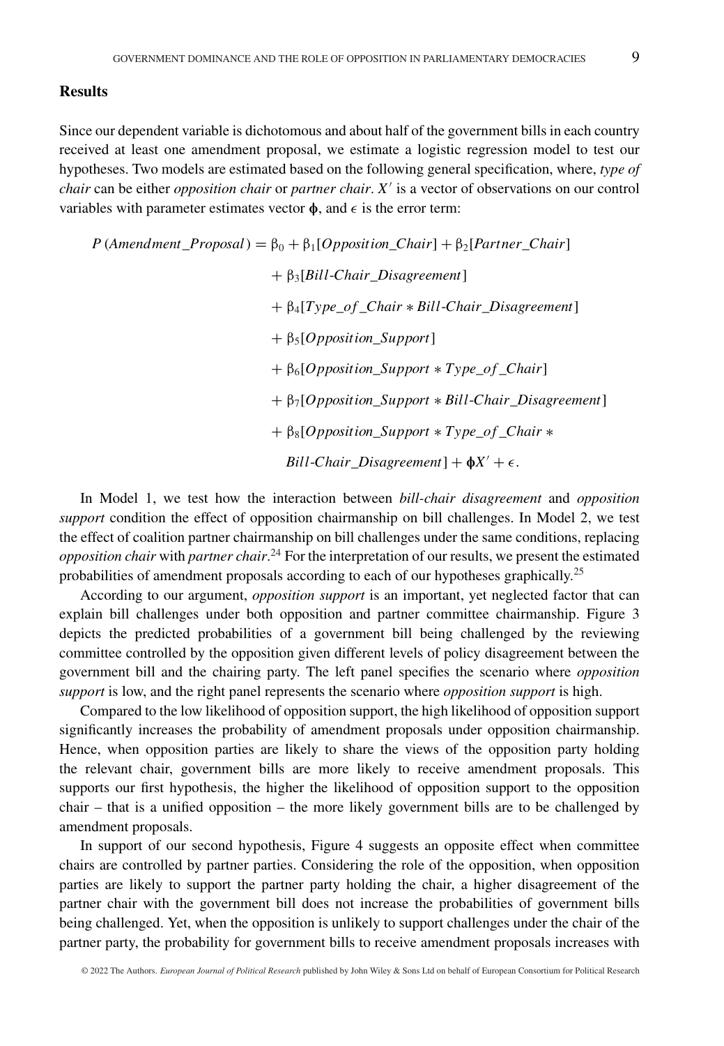## Results

Since our dependent variable is dichotomous and about half of the government bills in each country received at least one amendment proposal, we estimate a logistic regression model to test our hypotheses. Two models are estimated based on the following general specification, where, *type of chair* can be either *opposition chair* or *partner chair*. $X'$ is a vector of observations on our control variables with parameter estimates vector $\phi$, and $\epsilon$ is the error term:

$$
\begin{aligned}
P\,(Amendment\_Proposal) = {} & \beta_0 + \beta_1[Opposition\_Chair] + \beta_2[Partner\_Chair] \\
& + \beta_3[Bill\text{-}Chair\_Disagreement] \\
& + \beta_4[Type\_of\_Chair * Bill\text{-}Chair\_Disagreement] \\
& + \beta_5[Opposition\_Support] \\
& + \beta_6[Opposition\_Support * Type\_of\_Chair] \\
& + \beta_7[Opposition\_Support * Bill\text{-}Chair\_Disagreement] \\
& + \beta_8[Opposition\_Support * Type\_of\_Chair * \\
& \quad Bill\text{-}Chair\_Disagreement] + \phi X' + \epsilon.
\end{aligned}
$$

In Model 1, we test how the interaction between *bill-chair disagreement* and *opposition support* condition the effect of opposition chairmanship on bill challenges. In Model 2, we test the effect of coalition partner chairmanship on bill challenges under the same conditions, replacing *opposition chair* with *partner chair*.[24] For the interpretation of our results, we present the estimated probabilities of amendment proposals according to each of our hypotheses graphically.[25]

According to our argument, *opposition support* is an important, yet neglected factor that can explain bill challenges under both opposition and partner committee chairmanship. Figure 3 depicts the predicted probabilities of a government bill being challenged by the reviewing committee controlled by the opposition given different levels of policy disagreement between the government bill and the chairing party. The left panel specifies the scenario where *opposition support* is low, and the right panel represents the scenario where *opposition support* is high.

Compared to the low likelihood of opposition support, the high likelihood of opposition support significantly increases the probability of amendment proposals under opposition chairmanship. Hence, when opposition parties are likely to share the views of the opposition party holding the relevant chair, government bills are more likely to receive amendment proposals. This supports our first hypothesis, the higher the likelihood of opposition support to the opposition chair – that is a unified opposition – the more likely government bills are to be challenged by amendment proposals.

In support of our second hypothesis, Figure 4 suggests an opposite effect when committee chairs are controlled by partner parties. Considering the role of the opposition, when opposition parties are likely to support the partner party holding the chair, a higher disagreement of the partner chair with the government bill does not increase the probabilities of government bills being challenged. Yet, when the opposition is unlikely to support challenges under the chair of the partner party, the probability for government bills to receive amendment proposals increases with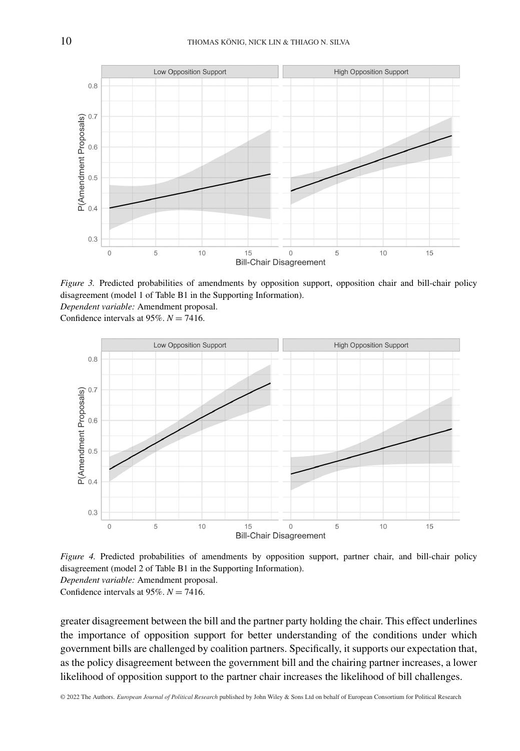*Figure 3.* Predicted probabilities of amendments by opposition support, opposition chair and bill-chair policy disagreement (model 1 of Table B1 in the Supporting Information).
*Dependent variable:* Amendment proposal.
Confidence intervals at 95%. $N = 7416$.

*Figure 4.* Predicted probabilities of amendments by opposition support, partner chair, and bill-chair policy disagreement (model 2 of Table B1 in the Supporting Information).
*Dependent variable:* Amendment proposal.
Confidence intervals at 95%. $N = 7416$.

greater disagreement between the bill and the partner party holding the chair. This effect underlines the importance of opposition support for better understanding of the conditions under which government bills are challenged by coalition partners. Specifically, it supports our expectation that, as the policy disagreement between the government bill and the chairing partner increases, a lower likelihood of opposition support to the partner chair increases the likelihood of bill challenges.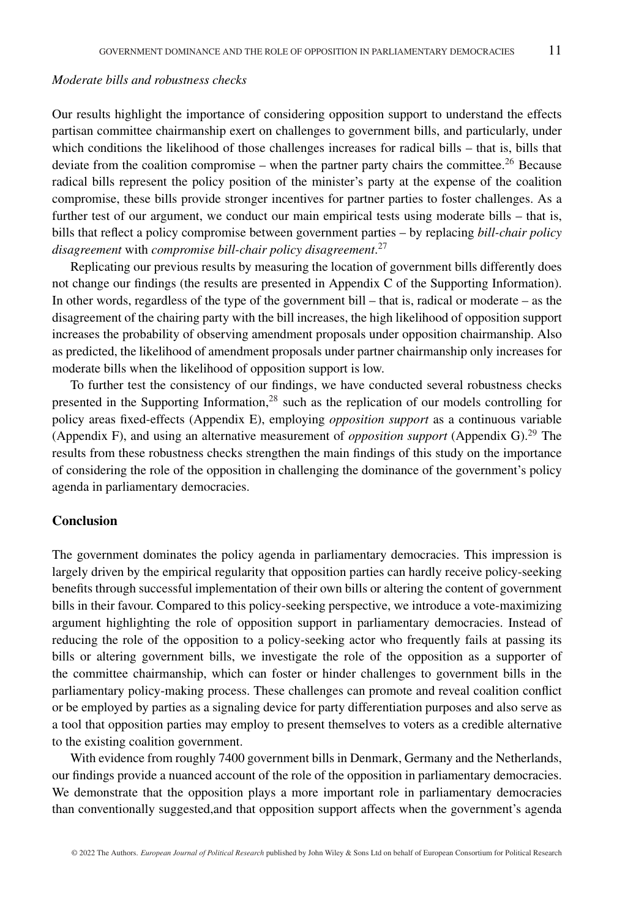*Moderate bills and robustness checks*

Our results highlight the importance of considering opposition support to understand the effects partisan committee chairmanship exert on challenges to government bills, and particularly, under which conditions the likelihood of those challenges increases for radical bills – that is, bills that deviate from the coalition compromise – when the partner party chairs the committee.[26] Because radical bills represent the policy position of the minister's party at the expense of the coalition compromise, these bills provide stronger incentives for partner parties to foster challenges. As a further test of our argument, we conduct our main empirical tests using moderate bills – that is, bills that reflect a policy compromise between government parties – by replacing *bill-chair policy disagreement* with *compromise bill-chair policy disagreement*.[27]

Replicating our previous results by measuring the location of government bills differently does not change our findings (the results are presented in Appendix C of the Supporting Information). In other words, regardless of the type of the government bill – that is, radical or moderate – as the disagreement of the chairing party with the bill increases, the high likelihood of opposition support increases the probability of observing amendment proposals under opposition chairmanship. Also as predicted, the likelihood of amendment proposals under partner chairmanship only increases for moderate bills when the likelihood of opposition support is low.

To further test the consistency of our findings, we have conducted several robustness checks presented in the Supporting Information,[28] such as the replication of our models controlling for policy areas fixed-effects (Appendix E), employing *opposition support* as a continuous variable (Appendix F), and using an alternative measurement of *opposition support* (Appendix G).[29] The results from these robustness checks strengthen the main findings of this study on the importance of considering the role of the opposition in challenging the dominance of the government's policy agenda in parliamentary democracies.

## Conclusion

The government dominates the policy agenda in parliamentary democracies. This impression is largely driven by the empirical regularity that opposition parties can hardly receive policy-seeking benefits through successful implementation of their own bills or altering the content of government bills in their favour. Compared to this policy-seeking perspective, we introduce a vote-maximizing argument highlighting the role of opposition support in parliamentary democracies. Instead of reducing the role of the opposition to a policy-seeking actor who frequently fails at passing its bills or altering government bills, we investigate the role of the opposition as a supporter of the committee chairmanship, which can foster or hinder challenges to government bills in the parliamentary policy-making process. These challenges can promote and reveal coalition conflict or be employed by parties as a signaling device for party differentiation purposes and also serve as a tool that opposition parties may employ to present themselves to voters as a credible alternative to the existing coalition government.

With evidence from roughly 7400 government bills in Denmark, Germany and the Netherlands, our findings provide a nuanced account of the role of the opposition in parliamentary democracies. We demonstrate that the opposition plays a more important role in parliamentary democracies than conventionally suggested,and that opposition support affects when the government's agenda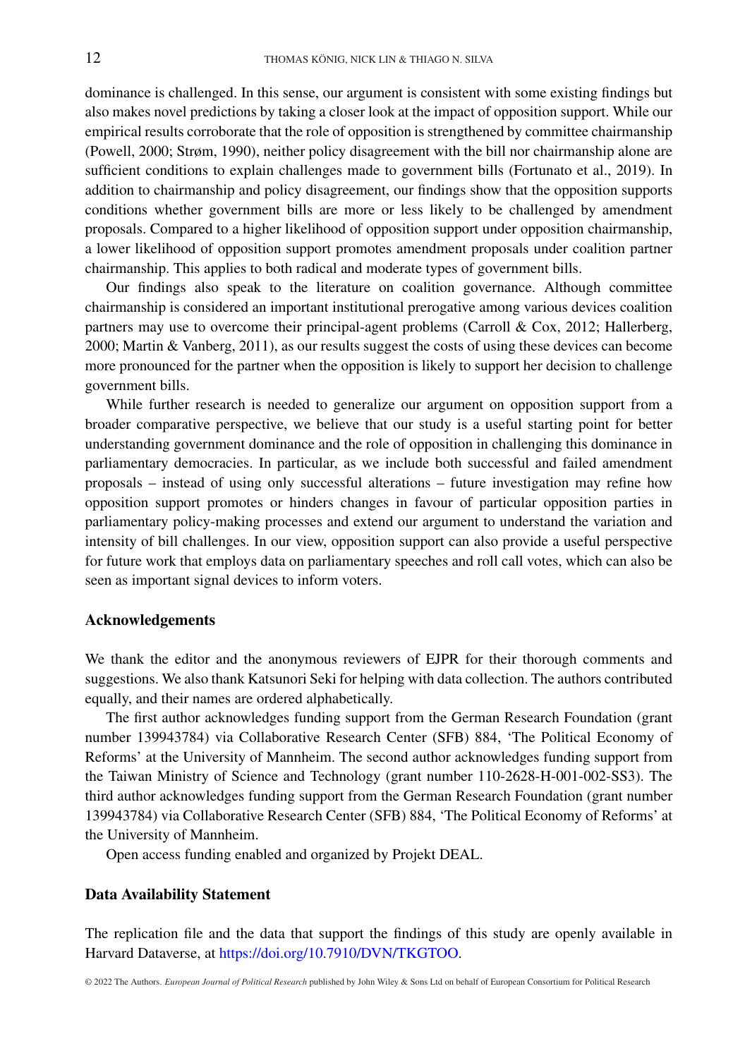dominance is challenged. In this sense, our argument is consistent with some existing findings but also makes novel predictions by taking a closer look at the impact of opposition support. While our empirical results corroborate that the role of opposition is strengthened by committee chairmanship (Powell, 2000; Strøm, 1990), neither policy disagreement with the bill nor chairmanship alone are sufficient conditions to explain challenges made to government bills (Fortunato et al., 2019). In addition to chairmanship and policy disagreement, our findings show that the opposition supports conditions whether government bills are more or less likely to be challenged by amendment proposals. Compared to a higher likelihood of opposition support under opposition chairmanship, a lower likelihood of opposition support promotes amendment proposals under coalition partner chairmanship. This applies to both radical and moderate types of government bills.

Our findings also speak to the literature on coalition governance. Although committee chairmanship is considered an important institutional prerogative among various devices coalition partners may use to overcome their principal-agent problems (Carroll & Cox, 2012; Hallerberg, 2000; Martin & Vanberg, 2011), as our results suggest the costs of using these devices can become more pronounced for the partner when the opposition is likely to support her decision to challenge government bills.

While further research is needed to generalize our argument on opposition support from a broader comparative perspective, we believe that our study is a useful starting point for better understanding government dominance and the role of opposition in challenging this dominance in parliamentary democracies. In particular, as we include both successful and failed amendment proposals – instead of using only successful alterations – future investigation may refine how opposition support promotes or hinders changes in favour of particular opposition parties in parliamentary policy-making processes and extend our argument to understand the variation and intensity of bill challenges. In our view, opposition support can also provide a useful perspective for future work that employs data on parliamentary speeches and roll call votes, which can also be seen as important signal devices to inform voters.

### Acknowledgements

We thank the editor and the anonymous reviewers of EJPR for their thorough comments and suggestions. We also thank Katsunori Seki for helping with data collection. The authors contributed equally, and their names are ordered alphabetically.

The first author acknowledges funding support from the German Research Foundation (grant number 139943784) via Collaborative Research Center (SFB) 884, 'The Political Economy of Reforms' at the University of Mannheim. The second author acknowledges funding support from the Taiwan Ministry of Science and Technology (grant number 110-2628-H-001-002-SS3). The third author acknowledges funding support from the German Research Foundation (grant number 139943784) via Collaborative Research Center (SFB) 884, 'The Political Economy of Reforms' at the University of Mannheim.

Open access funding enabled and organized by Projekt DEAL.

### Data Availability Statement

The replication file and the data that support the findings of this study are openly available in Harvard Dataverse, at https://doi.org/10.7910/DVN/TKGTOO.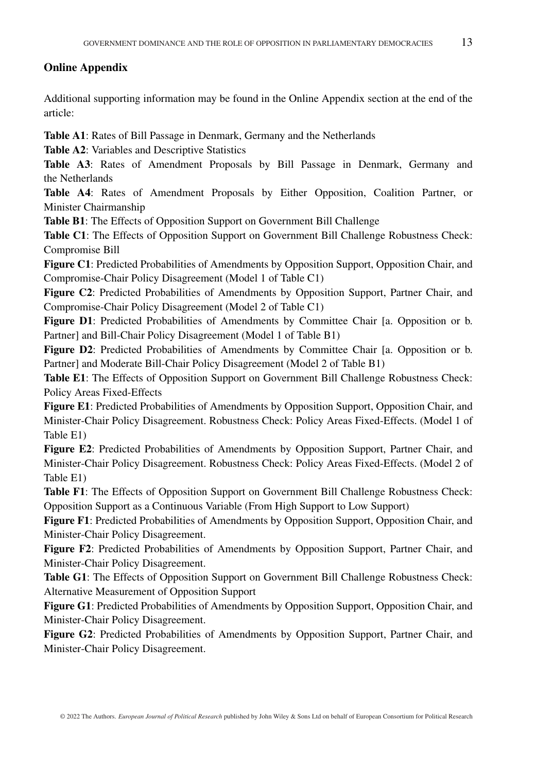## Online Appendix

Additional supporting information may be found in the Online Appendix section at the end of the article:

**Table A1**: Rates of Bill Passage in Denmark, Germany and the Netherlands

**Table A2**: Variables and Descriptive Statistics

**Table A3**: Rates of Amendment Proposals by Bill Passage in Denmark, Germany and the Netherlands

**Table A4**: Rates of Amendment Proposals by Either Opposition, Coalition Partner, or Minister Chairmanship

**Table B1**: The Effects of Opposition Support on Government Bill Challenge

**Table C1**: The Effects of Opposition Support on Government Bill Challenge Robustness Check: Compromise Bill

**Figure C1**: Predicted Probabilities of Amendments by Opposition Support, Opposition Chair, and Compromise-Chair Policy Disagreement (Model 1 of Table C1)

**Figure C2**: Predicted Probabilities of Amendments by Opposition Support, Partner Chair, and Compromise-Chair Policy Disagreement (Model 2 of Table C1)

**Figure D1**: Predicted Probabilities of Amendments by Committee Chair [a. Opposition or b. Partner] and Bill-Chair Policy Disagreement (Model 1 of Table B1)

**Figure D2**: Predicted Probabilities of Amendments by Committee Chair [a. Opposition or b. Partner] and Moderate Bill-Chair Policy Disagreement (Model 2 of Table B1)

**Table E1**: The Effects of Opposition Support on Government Bill Challenge Robustness Check: Policy Areas Fixed-Effects

**Figure E1**: Predicted Probabilities of Amendments by Opposition Support, Opposition Chair, and Minister-Chair Policy Disagreement. Robustness Check: Policy Areas Fixed-Effects. (Model 1 of Table E1)

**Figure E2**: Predicted Probabilities of Amendments by Opposition Support, Partner Chair, and Minister-Chair Policy Disagreement. Robustness Check: Policy Areas Fixed-Effects. (Model 2 of Table E1)

**Table F1**: The Effects of Opposition Support on Government Bill Challenge Robustness Check: Opposition Support as a Continuous Variable (From High Support to Low Support)

**Figure F1**: Predicted Probabilities of Amendments by Opposition Support, Opposition Chair, and Minister-Chair Policy Disagreement.

**Figure F2**: Predicted Probabilities of Amendments by Opposition Support, Partner Chair, and Minister-Chair Policy Disagreement.

**Table G1**: The Effects of Opposition Support on Government Bill Challenge Robustness Check: Alternative Measurement of Opposition Support

**Figure G1**: Predicted Probabilities of Amendments by Opposition Support, Opposition Chair, and Minister-Chair Policy Disagreement.

**Figure G2**: Predicted Probabilities of Amendments by Opposition Support, Partner Chair, and Minister-Chair Policy Disagreement.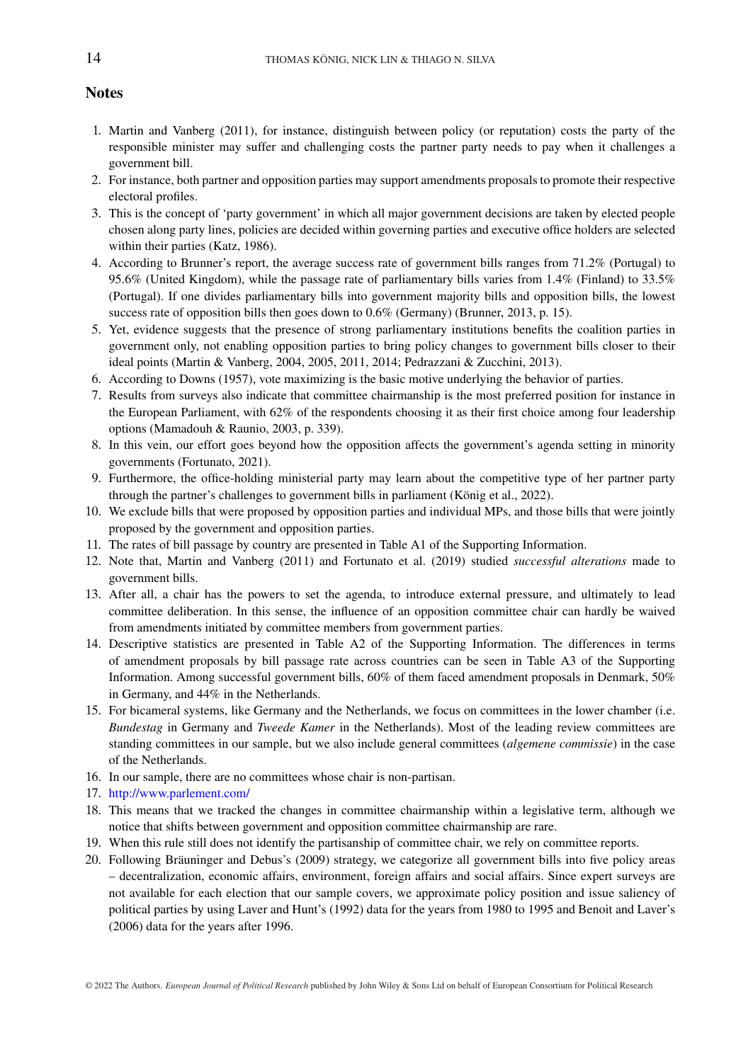## Notes

1. Martin and Vanberg (2011), for instance, distinguish between policy (or reputation) costs the party of the responsible minister may suffer and challenging costs the partner party needs to pay when it challenges a government bill.
2. For instance, both partner and opposition parties may support amendments proposals to promote their respective electoral profiles.
3. This is the concept of 'party government' in which all major government decisions are taken by elected people chosen along party lines, policies are decided within governing parties and executive office holders are selected within their parties (Katz, 1986).
4. According to Brunner's report, the average success rate of government bills ranges from 71.2% (Portugal) to 95.6% (United Kingdom), while the passage rate of parliamentary bills varies from 1.4% (Finland) to 33.5% (Portugal). If one divides parliamentary bills into government majority bills and opposition bills, the lowest success rate of opposition bills then goes down to 0.6% (Germany) (Brunner, 2013, p. 15).
5. Yet, evidence suggests that the presence of strong parliamentary institutions benefits the coalition parties in government only, not enabling opposition parties to bring policy changes to government bills closer to their ideal points (Martin & Vanberg, 2004, 2005, 2011, 2014; Pedrazzani & Zucchini, 2013).
6. According to Downs (1957), vote maximizing is the basic motive underlying the behavior of parties.
7. Results from surveys also indicate that committee chairmanship is the most preferred position for instance in the European Parliament, with 62% of the respondents choosing it as their first choice among four leadership options (Mamadouh & Raunio, 2003, p. 339).
8. In this vein, our effort goes beyond how the opposition affects the government's agenda setting in minority governments (Fortunato, 2021).
9. Furthermore, the office-holding ministerial party may learn about the competitive type of her partner party through the partner's challenges to government bills in parliament (König et al., 2022).
10. We exclude bills that were proposed by opposition parties and individual MPs, and those bills that were jointly proposed by the government and opposition parties.
11. The rates of bill passage by country are presented in Table A1 of the Supporting Information.
12. Note that, Martin and Vanberg (2011) and Fortunato et al. (2019) studied *successful alterations* made to government bills.
13. After all, a chair has the powers to set the agenda, to introduce external pressure, and ultimately to lead committee deliberation. In this sense, the influence of an opposition committee chair can hardly be waived from amendments initiated by committee members from government parties.
14. Descriptive statistics are presented in Table A2 of the Supporting Information. The differences in terms of amendment proposals by bill passage rate across countries can be seen in Table A3 of the Supporting Information. Among successful government bills, 60% of them faced amendment proposals in Denmark, 50% in Germany, and 44% in the Netherlands.
15. For bicameral systems, like Germany and the Netherlands, we focus on committees in the lower chamber (i.e. *Bundestag* in Germany and *Tweede Kamer* in the Netherlands). Most of the leading review committees are standing committees in our sample, but we also include general committees (*algemene commissie*) in the case of the Netherlands.
16. In our sample, there are no committees whose chair is non-partisan.
17. http://www.parlement.com/
18. This means that we tracked the changes in committee chairmanship within a legislative term, although we notice that shifts between government and opposition committee chairmanship are rare.
19. When this rule still does not identify the partisanship of committee chair, we rely on committee reports.
20. Following Bräuninger and Debus's (2009) strategy, we categorize all government bills into five policy areas – decentralization, economic affairs, environment, foreign affairs and social affairs. Since expert surveys are not available for each election that our sample covers, we approximate policy position and issue saliency of political parties by using Laver and Hunt's (1992) data for the years from 1980 to 1995 and Benoit and Laver's (2006) data for the years after 1996.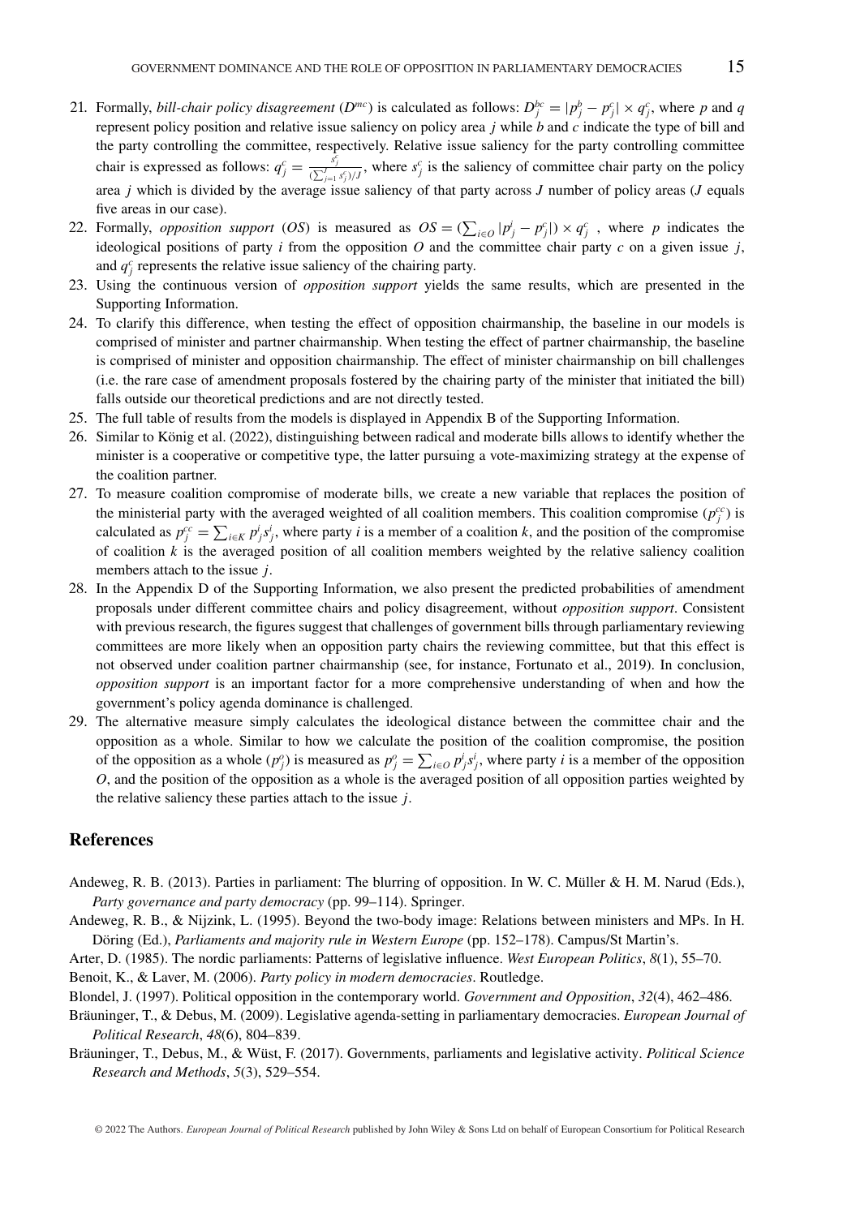21. Formally, *bill-chair policy disagreement* ($D^{mc}$) is calculated as follows: $D^{bc}_j = |p^b_j - p^c_j| \times q^c_j$, where $p$ and $q$ represent policy position and relative issue saliency on policy area $j$ while $b$ and $c$ indicate the type of bill and the party controlling the committee, respectively. Relative issue saliency for the party controlling committee chair is expressed as follows: $q^c_j = \frac{s^c_j}{(\sum_{j=1}^{J} s^c_j)/J}$, where $s^c_j$ is the saliency of committee chair party on the policy area $j$ which is divided by the average issue saliency of that party across $J$ number of policy areas ($J$ equals five areas in our case).
22. Formally, *opposition support* ($OS$) is measured as $OS = (\sum_{i \in O} |p^i_j - p^c_j|) \times q^c_j$ , where $p$ indicates the ideological positions of party $i$ from the opposition $O$ and the committee chair party $c$ on a given issue $j$, and $q^c_j$ represents the relative issue saliency of the chairing party.
23. Using the continuous version of *opposition support* yields the same results, which are presented in the Supporting Information.
24. To clarify this difference, when testing the effect of opposition chairmanship, the baseline in our models is comprised of minister and partner chairmanship. When testing the effect of partner chairmanship, the baseline is comprised of minister and opposition chairmanship. The effect of minister chairmanship on bill challenges (i.e. the rare case of amendment proposals fostered by the chairing party of the minister that initiated the bill) falls outside our theoretical predictions and are not directly tested.
25. The full table of results from the models is displayed in Appendix B of the Supporting Information.
26. Similar to König et al. (2022), distinguishing between radical and moderate bills allows to identify whether the minister is a cooperative or competitive type, the latter pursuing a vote-maximizing strategy at the expense of the coalition partner.
27. To measure coalition compromise of moderate bills, we create a new variable that replaces the position of the ministerial party with the averaged weighted of all coalition members. This coalition compromise ($p^{cc}_j$) is calculated as $p^{cc}_j = \sum_{i \in K} p^i_j s^i_j$, where party $i$ is a member of a coalition $k$, and the position of the compromise of coalition $k$ is the averaged position of all coalition members weighted by the relative saliency coalition members attach to the issue $j$.
28. In the Appendix D of the Supporting Information, we also present the predicted probabilities of amendment proposals under different committee chairs and policy disagreement, without *opposition support*. Consistent with previous research, the figures suggest that challenges of government bills through parliamentary reviewing committees are more likely when an opposition party chairs the reviewing committee, but that this effect is not observed under coalition partner chairmanship (see, for instance, Fortunato et al., 2019). In conclusion, *opposition support* is an important factor for a more comprehensive understanding of when and how the government's policy agenda dominance is challenged.
29. The alternative measure simply calculates the ideological distance between the committee chair and the opposition as a whole. Similar to how we calculate the position of the coalition compromise, the position of the opposition as a whole ($p^o_j$) is measured as $p^o_j = \sum_{i \in O} p^i_j s^i_j$, where party $i$ is a member of the opposition $O$, and the position of the opposition as a whole is the averaged position of all opposition parties weighted by the relative saliency these parties attach to the issue $j$.

## References

Andeweg, R. B. (2013). Parties in parliament: The blurring of opposition. In W. C. Müller & H. M. Narud (Eds.), *Party governance and party democracy* (pp. 99–114). Springer.

Andeweg, R. B., & Nijzink, L. (1995). Beyond the two-body image: Relations between ministers and MPs. In H. Döring (Ed.), *Parliaments and majority rule in Western Europe* (pp. 152–178). Campus/St Martin's.

Arter, D. (1985). The nordic parliaments: Patterns of legislative influence. *West European Politics*, *8*(1), 55–70.

Benoit, K., & Laver, M. (2006). *Party policy in modern democracies*. Routledge.

Blondel, J. (1997). Political opposition in the contemporary world. *Government and Opposition*, *32*(4), 462–486.

Bräuninger, T., & Debus, M. (2009). Legislative agenda-setting in parliamentary democracies. *European Journal of Political Research*, *48*(6), 804–839.

Bräuninger, T., Debus, M., & Wüst, F. (2017). Governments, parliaments and legislative activity. *Political Science Research and Methods*, *5*(3), 529–554.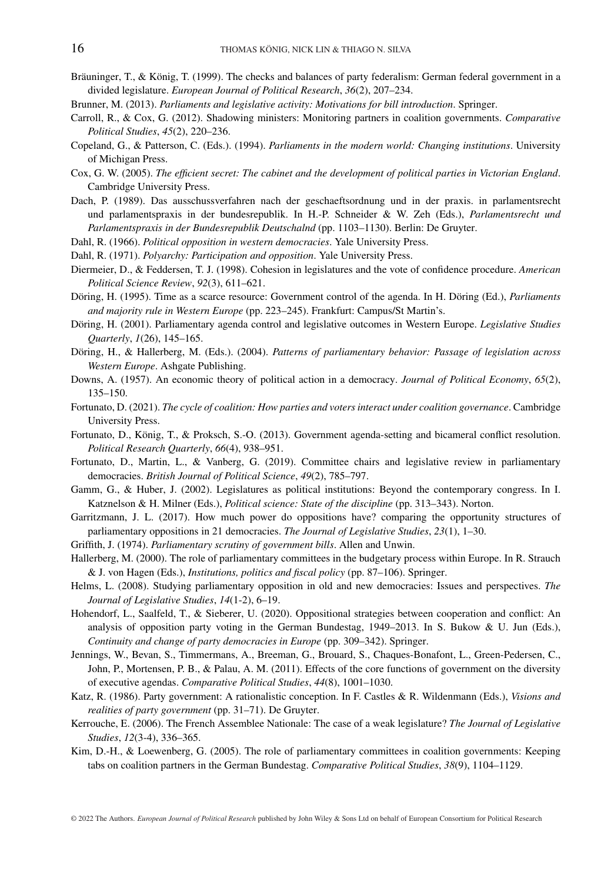Bräuninger, T., & König, T. (1999). The checks and balances of party federalism: German federal government in a divided legislature. *European Journal of Political Research*, *36*(2), 207–234.

Brunner, M. (2013). *Parliaments and legislative activity: Motivations for bill introduction*. Springer.

Carroll, R., & Cox, G. (2012). Shadowing ministers: Monitoring partners in coalition governments. *Comparative Political Studies*, *45*(2), 220–236.

Copeland, G., & Patterson, C. (Eds.). (1994). *Parliaments in the modern world: Changing institutions*. University of Michigan Press.

Cox, G. W. (2005). *The efficient secret: The cabinet and the development of political parties in Victorian England*. Cambridge University Press.

Dach, P. (1989). Das ausschussverfahren nach der geschaeftsordnung und in der praxis. in parlamentsrecht und parlamentspraxis in der bundesrepublik. In H.-P. Schneider & W. Zeh (Eds.), *Parlamentsrecht und Parlamentspraxis in der Bundesrepublik Deutschalnd* (pp. 1103–1130). Berlin: De Gruyter.

Dahl, R. (1966). *Political opposition in western democracies*. Yale University Press.

Dahl, R. (1971). *Polyarchy: Participation and opposition*. Yale University Press.

Diermeier, D., & Feddersen, T. J. (1998). Cohesion in legislatures and the vote of confidence procedure. *American Political Science Review*, *92*(3), 611–621.

Döring, H. (1995). Time as a scarce resource: Government control of the agenda. In H. Döring (Ed.), *Parliaments and majority rule in Western Europe* (pp. 223–245). Frankfurt: Campus/St Martin's.

Döring, H. (2001). Parliamentary agenda control and legislative outcomes in Western Europe. *Legislative Studies Quarterly*, *1*(26), 145–165.

Döring, H., & Hallerberg, M. (Eds.). (2004). *Patterns of parliamentary behavior: Passage of legislation across Western Europe*. Ashgate Publishing.

Downs, A. (1957). An economic theory of political action in a democracy. *Journal of Political Economy*, *65*(2), 135–150.

Fortunato, D. (2021). *The cycle of coalition: How parties and voters interact under coalition governance*. Cambridge University Press.

Fortunato, D., König, T., & Proksch, S.-O. (2013). Government agenda-setting and bicameral conflict resolution. *Political Research Quarterly*, *66*(4), 938–951.

Fortunato, D., Martin, L., & Vanberg, G. (2019). Committee chairs and legislative review in parliamentary democracies. *British Journal of Political Science*, *49*(2), 785–797.

Gamm, G., & Huber, J. (2002). Legislatures as political institutions: Beyond the contemporary congress. In I. Katznelson & H. Milner (Eds.), *Political science: State of the discipline* (pp. 313–343). Norton.

Garritzmann, J. L. (2017). How much power do oppositions have? comparing the opportunity structures of parliamentary oppositions in 21 democracies. *The Journal of Legislative Studies*, *23*(1), 1–30.

Griffith, J. (1974). *Parliamentary scrutiny of government bills*. Allen and Unwin.

Hallerberg, M. (2000). The role of parliamentary committees in the budgetary process within Europe. In R. Strauch & J. von Hagen (Eds.), *Institutions, politics and fiscal policy* (pp. 87–106). Springer.

Helms, L. (2008). Studying parliamentary opposition in old and new democracies: Issues and perspectives. *The Journal of Legislative Studies*, *14*(1-2), 6–19.

Hohendorf, L., Saalfeld, T., & Sieberer, U. (2020). Oppositional strategies between cooperation and conflict: An analysis of opposition party voting in the German Bundestag, 1949–2013. In S. Bukow & U. Jun (Eds.), *Continuity and change of party democracies in Europe* (pp. 309–342). Springer.

Jennings, W., Bevan, S., Timmermans, A., Breeman, G., Brouard, S., Chaques-Bonafont, L., Green-Pedersen, C., John, P., Mortensen, P. B., & Palau, A. M. (2011). Effects of the core functions of government on the diversity of executive agendas. *Comparative Political Studies*, *44*(8), 1001–1030.

Katz, R. (1986). Party government: A rationalistic conception. In F. Castles & R. Wildenmann (Eds.), *Visions and realities of party government* (pp. 31–71). De Gruyter.

Kerrouche, E. (2006). The French Assemblee Nationale: The case of a weak legislature? *The Journal of Legislative Studies*, *12*(3-4), 336–365.

Kim, D.-H., & Loewenberg, G. (2005). The role of parliamentary committees in coalition governments: Keeping tabs on coalition partners in the German Bundestag. *Comparative Political Studies*, *38*(9), 1104–1129.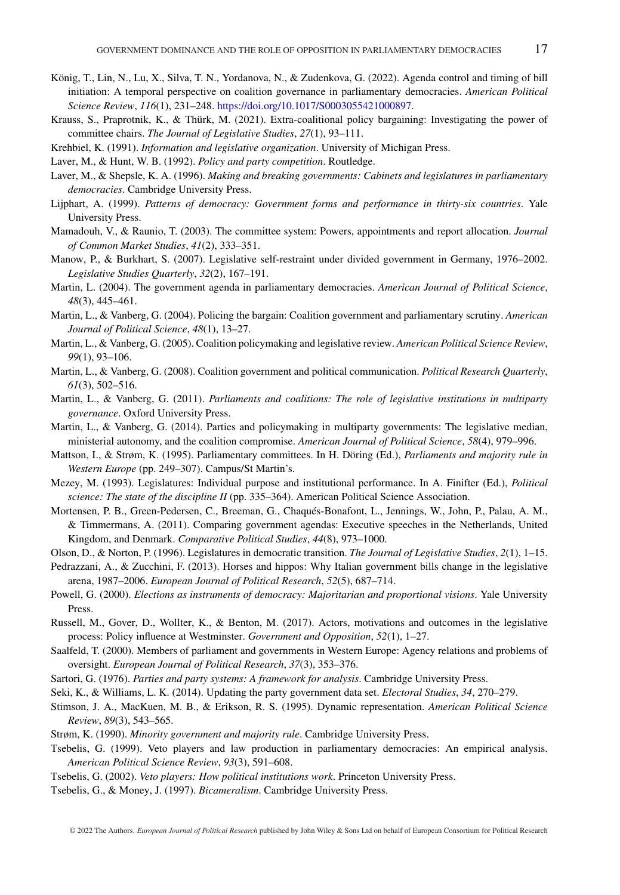König, T., Lin, N., Lu, X., Silva, T. N., Yordanova, N., & Zudenkova, G. (2022). Agenda control and timing of bill initiation: A temporal perspective on coalition governance in parliamentary democracies. *American Political Science Review*, *116*(1), 231–248. https://doi.org/10.1017/S0003055421000897.

Krauss, S., Praprotnik, K., & Thürk, M. (2021). Extra-coalitional policy bargaining: Investigating the power of committee chairs. *The Journal of Legislative Studies*, *27*(1), 93–111.

Krehbiel, K. (1991). *Information and legislative organization*. University of Michigan Press.

Laver, M., & Hunt, W. B. (1992). *Policy and party competition*. Routledge.

Laver, M., & Shepsle, K. A. (1996). *Making and breaking governments: Cabinets and legislatures in parliamentary democracies*. Cambridge University Press.

Lijphart, A. (1999). *Patterns of democracy: Government forms and performance in thirty-six countries*. Yale University Press.

Mamadouh, V., & Raunio, T. (2003). The committee system: Powers, appointments and report allocation. *Journal of Common Market Studies*, *41*(2), 333–351.

Manow, P., & Burkhart, S. (2007). Legislative self-restraint under divided government in Germany, 1976–2002. *Legislative Studies Quarterly*, *32*(2), 167–191.

Martin, L. (2004). The government agenda in parliamentary democracies. *American Journal of Political Science*, *48*(3), 445–461.

Martin, L., & Vanberg, G. (2004). Policing the bargain: Coalition government and parliamentary scrutiny. *American Journal of Political Science*, *48*(1), 13–27.

Martin, L., & Vanberg, G. (2005). Coalition policymaking and legislative review. *American Political Science Review*, *99*(1), 93–106.

Martin, L., & Vanberg, G. (2008). Coalition government and political communication. *Political Research Quarterly*, *61*(3), 502–516.

Martin, L., & Vanberg, G. (2011). *Parliaments and coalitions: The role of legislative institutions in multiparty governance*. Oxford University Press.

Martin, L., & Vanberg, G. (2014). Parties and policymaking in multiparty governments: The legislative median, ministerial autonomy, and the coalition compromise. *American Journal of Political Science*, *58*(4), 979–996.

Mattson, I., & Strøm, K. (1995). Parliamentary committees. In H. Döring (Ed.), *Parliaments and majority rule in Western Europe* (pp. 249–307). Campus/St Martin's.

Mezey, M. (1993). Legislatures: Individual purpose and institutional performance. In A. Finifter (Ed.), *Political science: The state of the discipline II* (pp. 335–364). American Political Science Association.

Mortensen, P. B., Green-Pedersen, C., Breeman, G., Chaqués-Bonafont, L., Jennings, W., John, P., Palau, A. M., & Timmermans, A. (2011). Comparing government agendas: Executive speeches in the Netherlands, United Kingdom, and Denmark. *Comparative Political Studies*, *44*(8), 973–1000.

Olson, D., & Norton, P. (1996). Legislatures in democratic transition. *The Journal of Legislative Studies*, *2*(1), 1–15.

Pedrazzani, A., & Zucchini, F. (2013). Horses and hippos: Why Italian government bills change in the legislative arena, 1987–2006. *European Journal of Political Research*, *52*(5), 687–714.

Powell, G. (2000). *Elections as instruments of democracy: Majoritarian and proportional visions*. Yale University Press.

Russell, M., Gover, D., Wollter, K., & Benton, M. (2017). Actors, motivations and outcomes in the legislative process: Policy influence at Westminster. *Government and Opposition*, *52*(1), 1–27.

Saalfeld, T. (2000). Members of parliament and governments in Western Europe: Agency relations and problems of oversight. *European Journal of Political Research*, *37*(3), 353–376.

Sartori, G. (1976). *Parties and party systems: A framework for analysis*. Cambridge University Press.

Seki, K., & Williams, L. K. (2014). Updating the party government data set. *Electoral Studies*, *34*, 270–279.

Stimson, J. A., MacKuen, M. B., & Erikson, R. S. (1995). Dynamic representation. *American Political Science Review*, *89*(3), 543–565.

Strøm, K. (1990). *Minority government and majority rule*. Cambridge University Press.

Tsebelis, G. (1999). Veto players and law production in parliamentary democracies: An empirical analysis. *American Political Science Review*, *93*(3), 591–608.

Tsebelis, G. (2002). *Veto players: How political institutions work*. Princeton University Press.

Tsebelis, G., & Money, J. (1997). *Bicameralism*. Cambridge University Press.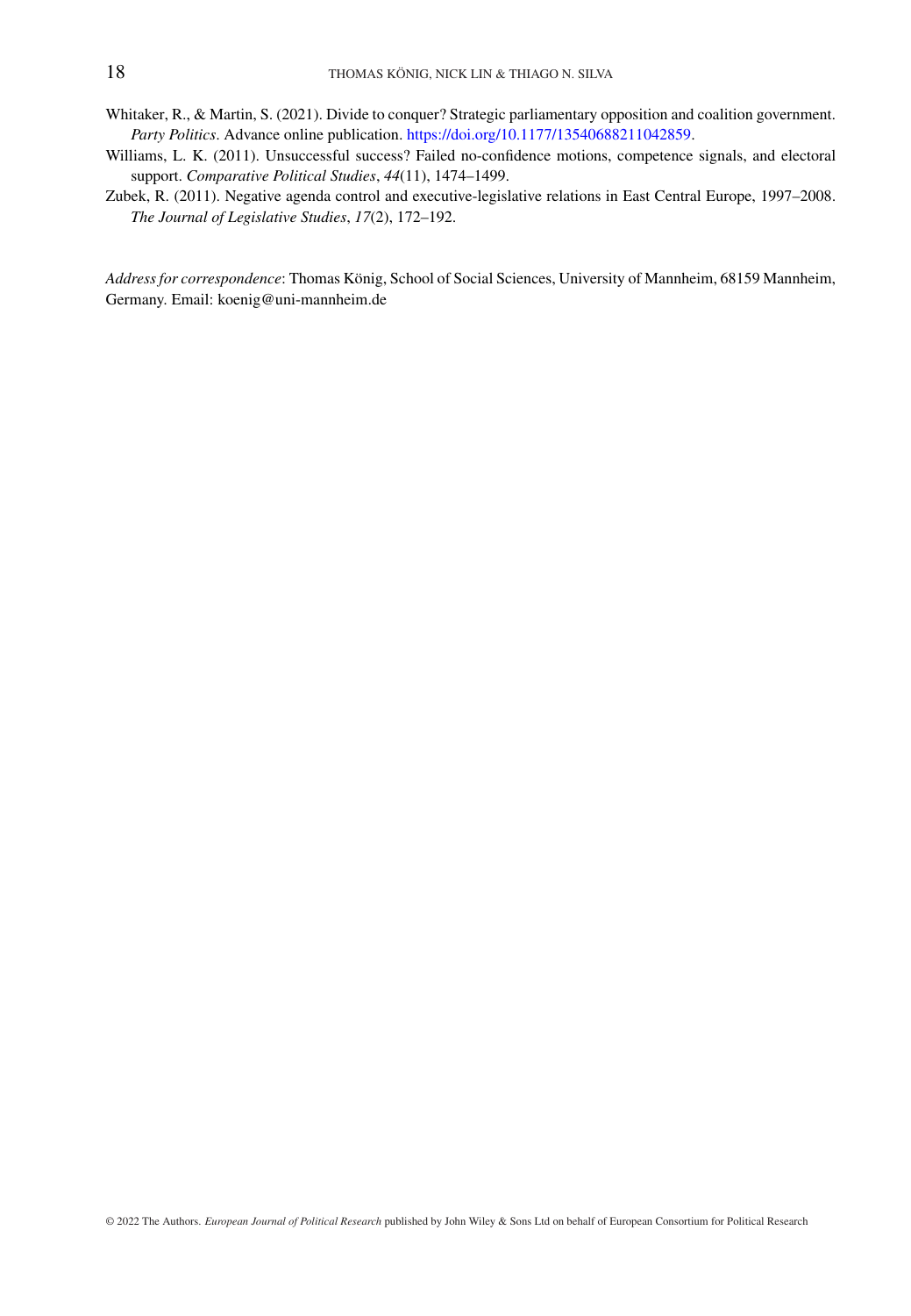Whitaker, R., & Martin, S. (2021). Divide to conquer? Strategic parliamentary opposition and coalition government. *Party Politics*. Advance online publication. https://doi.org/10.1177/13540688211042859.

Williams, L. K. (2011). Unsuccessful success? Failed no-confidence motions, competence signals, and electoral support. *Comparative Political Studies*, *44*(11), 1474–1499.

Zubek, R. (2011). Negative agenda control and executive-legislative relations in East Central Europe, 1997–2008. *The Journal of Legislative Studies*, *17*(2), 172–192.

*Address for correspondence*: Thomas König, School of Social Sciences, University of Mannheim, 68159 Mannheim, Germany. Email: koenig@uni-mannheim.de